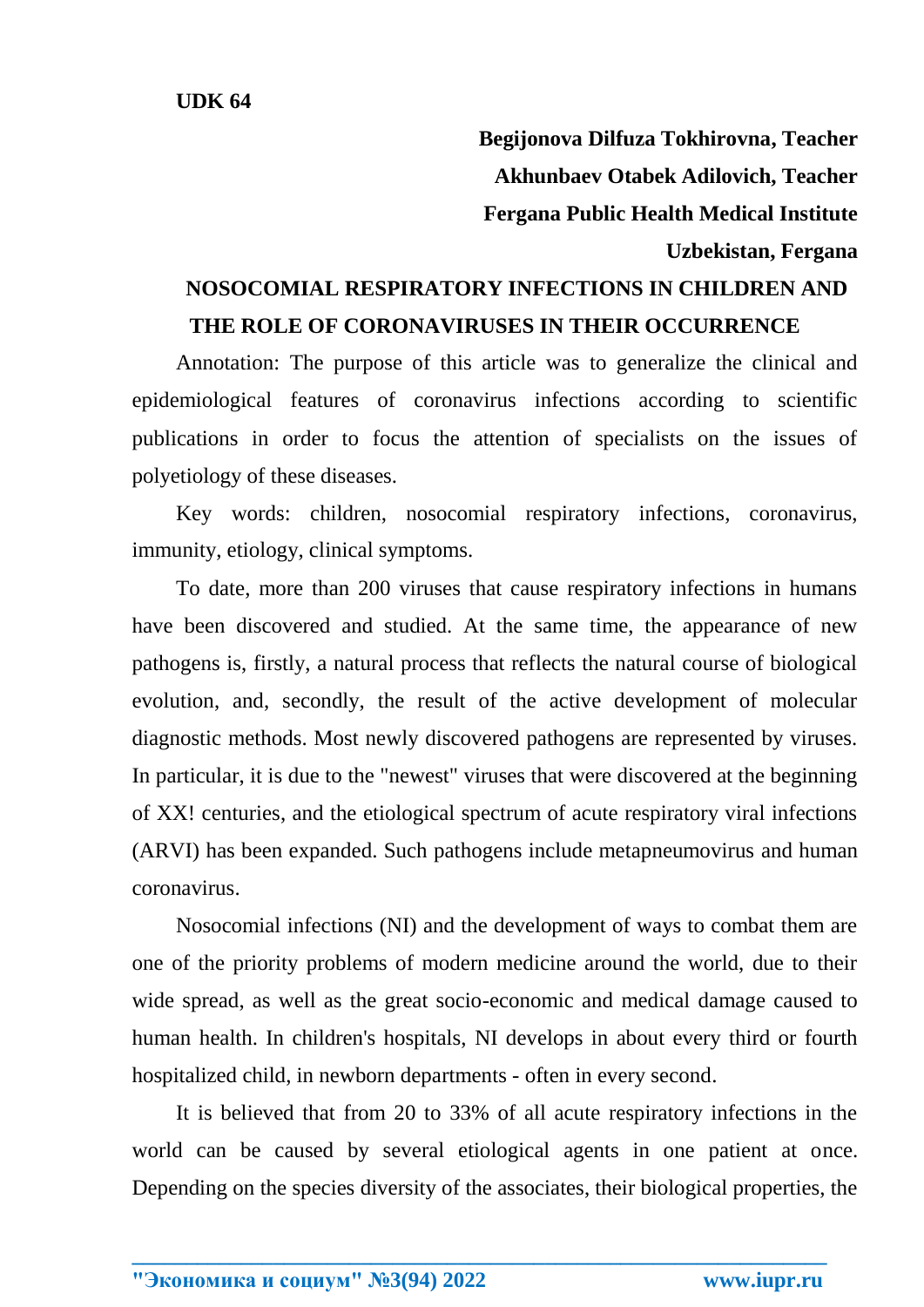**UDK 64**

**Begijonova Dilfuza Tokhirovna, Teacher**

**Akhunbaev Otabek Adilovich, Teacher**

**Fergana Public Health Medical Institute**

**Uzbekistan, Fergana**

# NOSOCOMIAL RESPIRATORY INFECTIONS IN CHILDREN AND THE ROLE OF CORONAVIRUSES IN THEIR OCCURRENCE

Annotation: The purpose of this article was to generalize the clinical and epidemiological features of coronavirus infections according to scientific publications in order to focus the attention of specialists on the issues of polyetiology of these diseases.

Key words: children, nosocomial respiratory infections, coronavirus, immunity, etiology, clinical symptoms.

To date, more than 200 viruses that cause respiratory infections in humans have been discovered and studied. At the same time, the appearance of new pathogens is, firstly, a natural process that reflects the natural course of biological evolution, and, secondly, the result of the active development of molecular diagnostic methods. Most newly discovered pathogens are represented by viruses. In particular, it is due to the "newest" viruses that were discovered at the beginning of XX! centuries, and the etiological spectrum of acute respiratory viral infections (ARVI) has been expanded. Such pathogens include metapneumovirus and human coronavirus.

Nosocomial infections (NI) and the development of ways to combat them are one of the priority problems of modern medicine around the world, due to their wide spread, as well as the great socio-economic and medical damage caused to human health. In children's hospitals, NI develops in about every third or fourth hospitalized child, in newborn departments - often in every second.

It is believed that from 20 to 33% of all acute respiratory infections in the world can be caused by several etiological agents in one patient at once. Depending on the species diversity of the associates, their biological properties, the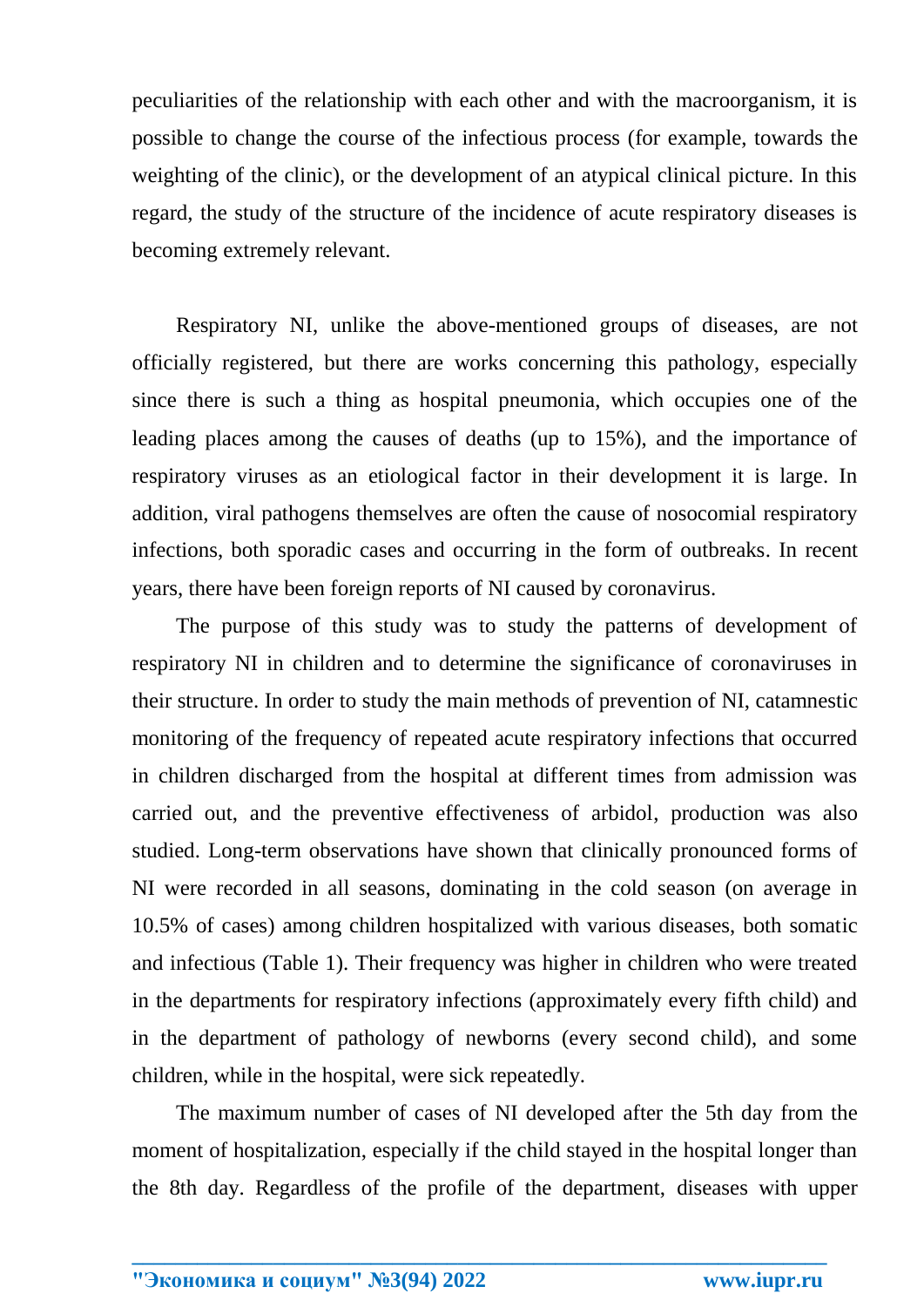peculiarities of the relationship with each other and with the macroorganism, it is possible to change the course of the infectious process (for example, towards the weighting of the clinic), or the development of an atypical clinical picture. In this regard, the study of the structure of the incidence of acute respiratory diseases is becoming extremely relevant.

Respiratory NI, unlike the above-mentioned groups of diseases, are not officially registered, but there are works concerning this pathology, especially since there is such a thing as hospital pneumonia, which occupies one of the leading places among the causes of deaths (up to 15%), and the importance of respiratory viruses as an etiological factor in their development it is large. In addition, viral pathogens themselves are often the cause of nosocomial respiratory infections, both sporadic cases and occurring in the form of outbreaks. In recent years, there have been foreign reports of NI caused by coronavirus.

The purpose of this study was to study the patterns of development of respiratory NI in children and to determine the significance of coronaviruses in their structure. In order to study the main methods of prevention of NI, catamnestic monitoring of the frequency of repeated acute respiratory infections that occurred in children discharged from the hospital at different times from admission was carried out, and the preventive effectiveness of arbidol, production was also studied. Long-term observations have shown that clinically pronounced forms of NI were recorded in all seasons, dominating in the cold season (on average in 10.5% of cases) among children hospitalized with various diseases, both somatic and infectious (Table 1). Their frequency was higher in children who were treated in the departments for respiratory infections (approximately every fifth child) and in the department of pathology of newborns (every second child), and some children, while in the hospital, were sick repeatedly.

The maximum number of cases of NI developed after the 5th day from the moment of hospitalization, especially if the child stayed in the hospital longer than the 8th day. Regardless of the profile of the department, diseases with upper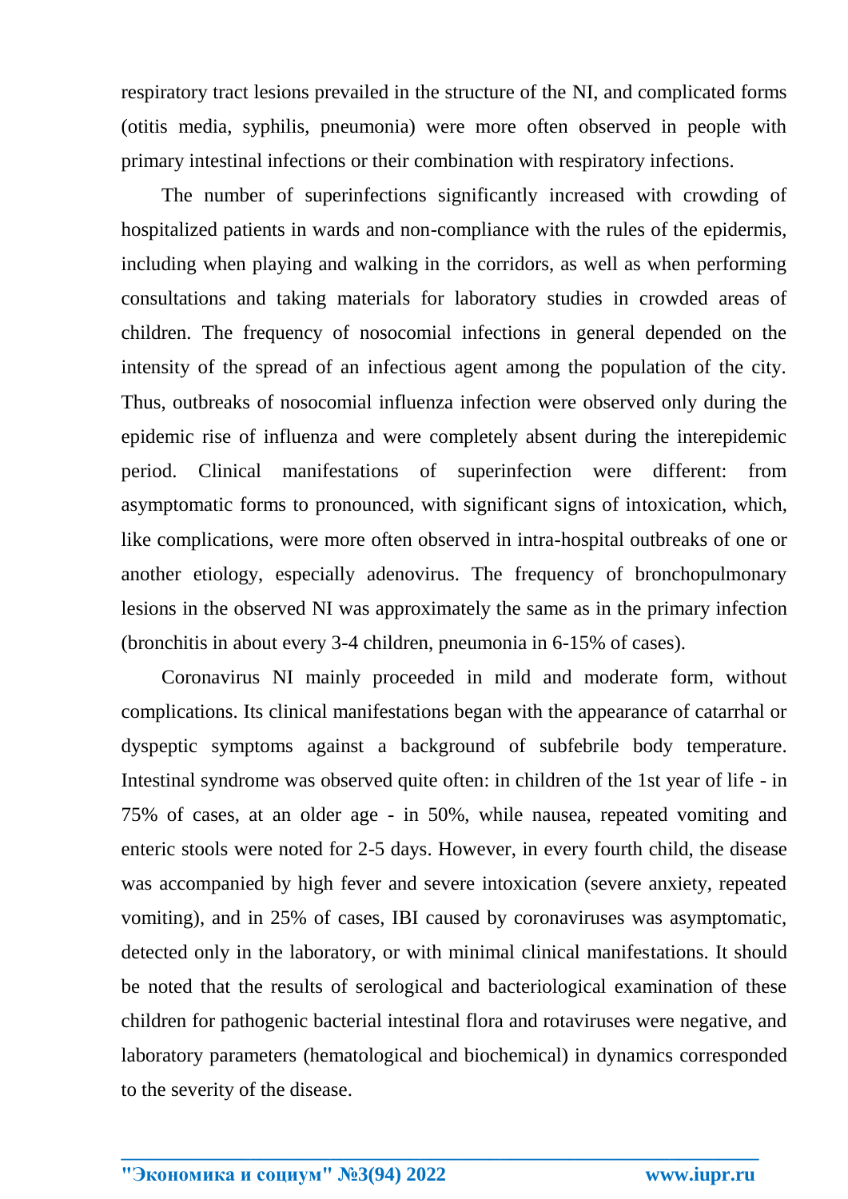respiratory tract lesions prevailed in the structure of the NI, and complicated forms (otitis media, syphilis, pneumonia) were more often observed in people with primary intestinal infections or their combination with respiratory infections.

The number of superinfections significantly increased with crowding of hospitalized patients in wards and non-compliance with the rules of the epidermis, including when playing and walking in the corridors, as well as when performing consultations and taking materials for laboratory studies in crowded areas of children. The frequency of nosocomial infections in general depended on the intensity of the spread of an infectious agent among the population of the city. Thus, outbreaks of nosocomial influenza infection were observed only during the epidemic rise of influenza and were completely absent during the interepidemic period. Clinical manifestations of superinfection were different: from asymptomatic forms to pronounced, with significant signs of intoxication, which, like complications, were more often observed in intra-hospital outbreaks of one or another etiology, especially adenovirus. The frequency of bronchopulmonary lesions in the observed NI was approximately the same as in the primary infection (bronchitis in about every 3-4 children, pneumonia in 6-15% of cases).

Coronavirus NI mainly proceeded in mild and moderate form, without complications. Its clinical manifestations began with the appearance of catarrhal or dyspeptic symptoms against a background of subfebrile body temperature. Intestinal syndrome was observed quite often: in children of the 1st year of life - in 75% of cases, at an older age - in 50%, while nausea, repeated vomiting and enteric stools were noted for 2-5 days. However, in every fourth child, the disease was accompanied by high fever and severe intoxication (severe anxiety, repeated vomiting), and in 25% of cases, IBI caused by coronaviruses was asymptomatic, detected only in the laboratory, or with minimal clinical manifestations. It should be noted that the results of serological and bacteriological examination of these children for pathogenic bacterial intestinal flora and rotaviruses were negative, and laboratory parameters (hematological and biochemical) in dynamics corresponded to the severity of the disease.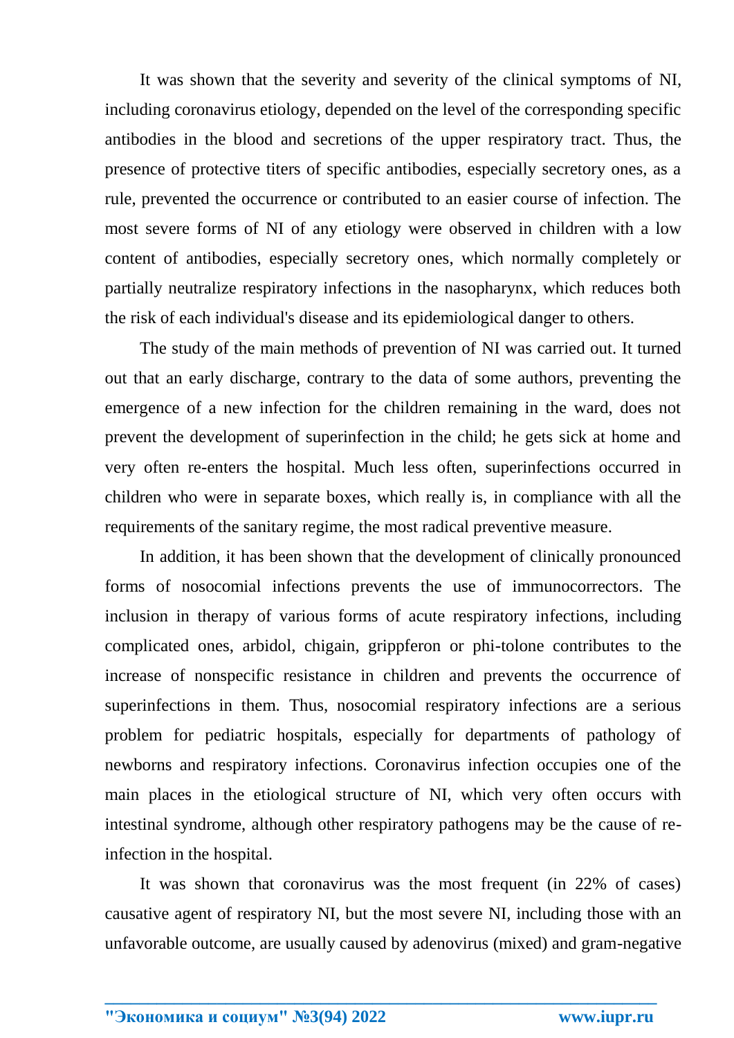It was shown that the severity and severity of the clinical symptoms of NI, including coronavirus etiology, depended on the level of the corresponding specific antibodies in the blood and secretions of the upper respiratory tract. Thus, the presence of protective titers of specific antibodies, especially secretory ones, as a rule, prevented the occurrence or contributed to an easier course of infection. The most severe forms of NI of any etiology were observed in children with a low content of antibodies, especially secretory ones, which normally completely or partially neutralize respiratory infections in the nasopharynx, which reduces both the risk of each individual's disease and its epidemiological danger to others.

The study of the main methods of prevention of NI was carried out. It turned out that an early discharge, contrary to the data of some authors, preventing the emergence of a new infection for the children remaining in the ward, does not prevent the development of superinfection in the child; he gets sick at home and very often re-enters the hospital. Much less often, superinfections occurred in children who were in separate boxes, which really is, in compliance with all the requirements of the sanitary regime, the most radical preventive measure.

In addition, it has been shown that the development of clinically pronounced forms of nosocomial infections prevents the use of immunocorrectors. The inclusion in therapy of various forms of acute respiratory infections, including complicated ones, arbidol, chigain, grippferon or phi-tolone contributes to the increase of nonspecific resistance in children and prevents the occurrence of superinfections in them. Thus, nosocomial respiratory infections are a serious problem for pediatric hospitals, especially for departments of pathology of newborns and respiratory infections. Coronavirus infection occupies one of the main places in the etiological structure of NI, which very often occurs with intestinal syndrome, although other respiratory pathogens may be the cause of re-infection in the hospital.

It was shown that coronavirus was the most frequent (in 22% of cases) causative agent of respiratory NI, but the most severe NI, including those with an unfavorable outcome, are usually caused by adenovirus (mixed) and gram-negative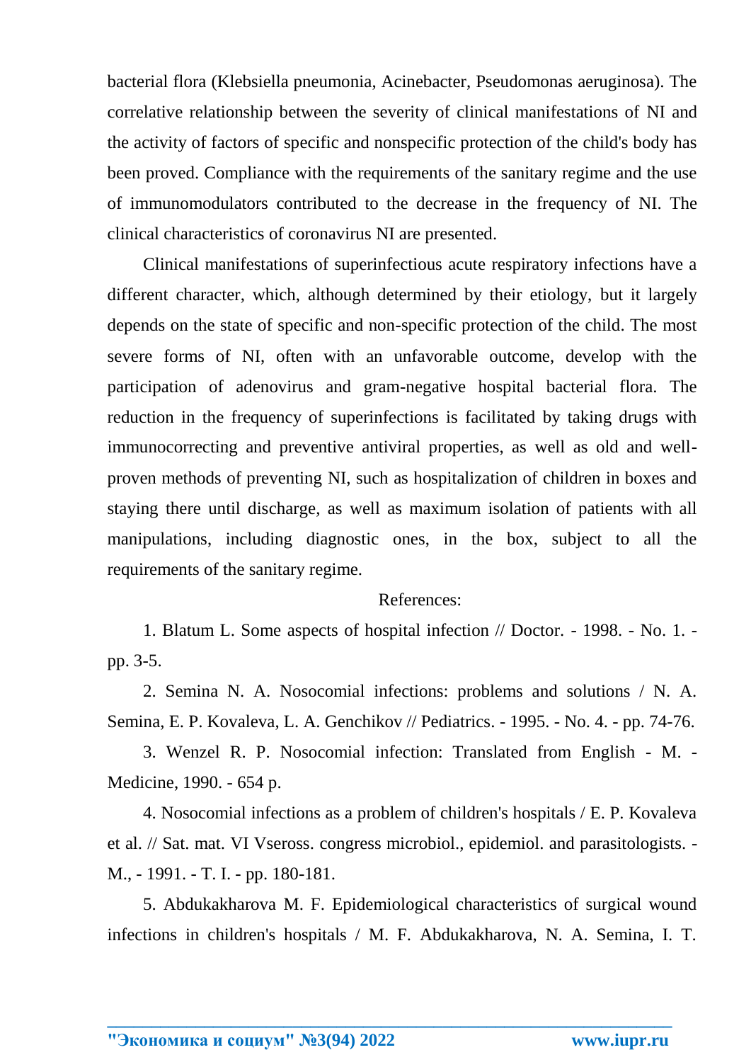bacterial flora (Klebsiella pneumonia, Acinebacter, Pseudomonas aeruginosa). The correlative relationship between the severity of clinical manifestations of NI and the activity of factors of specific and nonspecific protection of the child's body has been proved. Compliance with the requirements of the sanitary regime and the use of immunomodulators contributed to the decrease in the frequency of NI. The clinical characteristics of coronavirus NI are presented.

Clinical manifestations of superinfectious acute respiratory infections have a different character, which, although determined by their etiology, but it largely depends on the state of specific and non-specific protection of the child. The most severe forms of NI, often with an unfavorable outcome, develop with the participation of adenovirus and gram-negative hospital bacterial flora. The reduction in the frequency of superinfections is facilitated by taking drugs with immunocorrecting and preventive antiviral properties, as well as old and well-proven methods of preventing NI, such as hospitalization of children in boxes and staying there until discharge, as well as maximum isolation of patients with all manipulations, including diagnostic ones, in the box, subject to all the requirements of the sanitary regime.

References:

1. Blatum L. Some aspects of hospital infection // Doctor. - 1998. - No. 1. - pp. 3-5.

2. Semina N. A. Nosocomial infections: problems and solutions / N. A. Semina, E. P. Kovaleva, L. A. Genchikov // Pediatrics. - 1995. - No. 4. - pp. 74-76.

3. Wenzel R. P. Nosocomial infection: Translated from English - M. - Medicine, 1990. - 654 p.

4. Nosocomial infections as a problem of children's hospitals / E. P. Kovaleva et al. // Sat. mat. VI Vseross. congress microbiol., epidemiol. and parasitologists. - M., - 1991. - T. I. - pp. 180-181.

5. Abdukakharova M. F. Epidemiological characteristics of surgical wound infections in children's hospitals / M. F. Abdukakharova, N. A. Semina, I. T.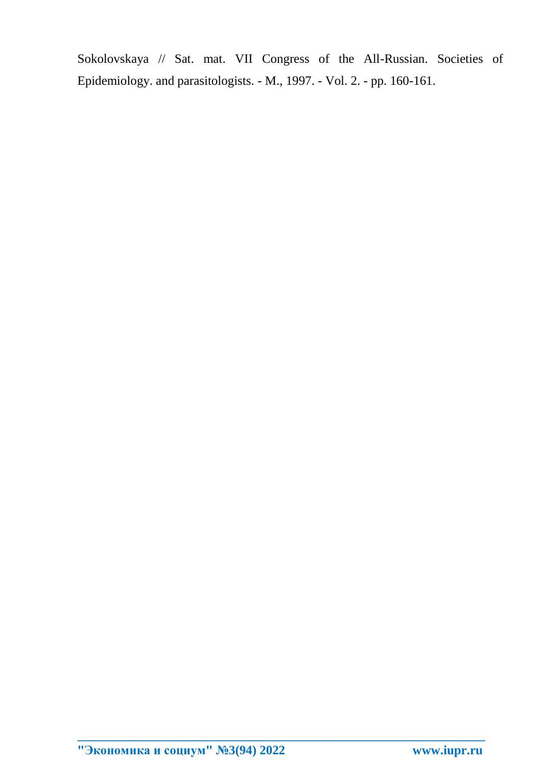Sokolovskaya // Sat. mat. VII Congress of the All-Russian. Societies of Epidemiology. and parasitologists. - M., 1997. - Vol. 2. - pp. 160-161.